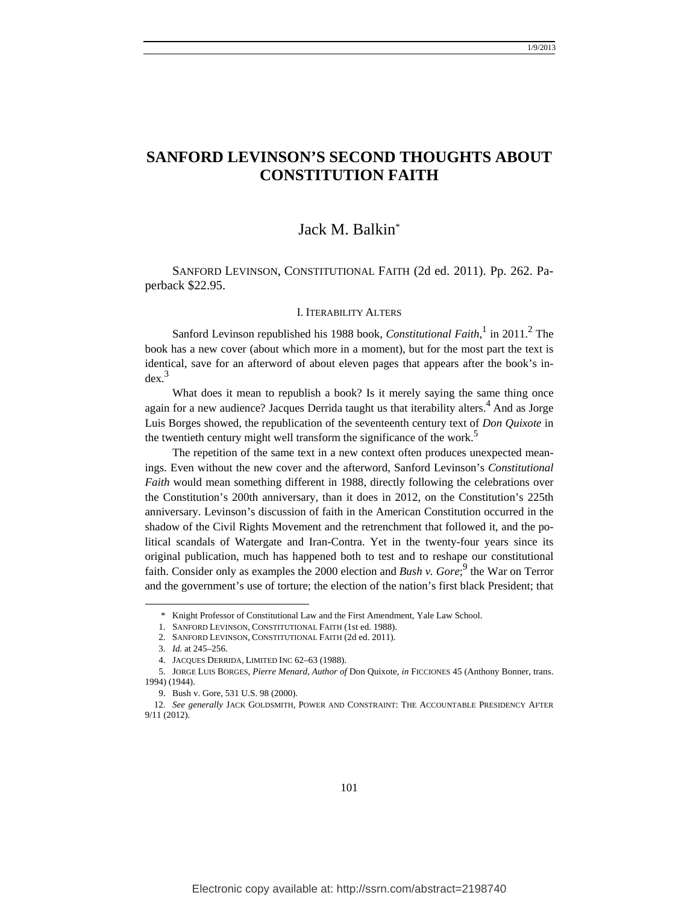# SANFORD LEVINSON'S SECOND THOUGHTS ABOUT CONSTITUTION FAITH

## Jack M. Balkin*

SANFORD LEVINSON, CONSTITUTIONAL FAITH (2d ed. 2011). Pp. 262. Paperback $22.95.

### I. ITERABILITY ALTERS

Sanford Levinson republished his 1988 book, *Constitutional Faith*,[1] in 2011.[2] The book has a new cover (about which more in a moment), but for the most part the text is identical, save for an afterword of about eleven pages that appears after the book's index.[3]

What does it mean to republish a book? Is it merely saying the same thing once again for a new audience? Jacques Derrida taught us that iterability alters.[4] And as Jorge Luis Borges showed, the republication of the seventeenth century text of *Don Quixote* in the twentieth century might well transform the significance of the work.[5]

The repetition of the same text in a new context often produces unexpected meanings. Even without the new cover and the afterword, Sanford Levinson's *Constitutional Faith* would mean something different in 1988, directly following the celebrations over the Constitution's 200th anniversary, than it does in 2012, on the Constitution's 225th anniversary. Levinson's discussion of faith in the American Constitution occurred in the shadow of the Civil Rights Movement and the retrenchment that followed it, and the political scandals of Watergate and Iran-Contra. Yet in the twenty-four years since its original publication, much has happened both to test and to reshape our constitutional faith. Consider only as examples the 2000 election and *Bush v. Gore*;[9] the War on Terror and the government's use of torture; the election of the nation's first black President; that

---

\* Knight Professor of Constitutional Law and the First Amendment, Yale Law School.

1. SANFORD LEVINSON, CONSTITUTIONAL FAITH (1st ed. 1988).
2. SANFORD LEVINSON, CONSTITUTIONAL FAITH (2d ed. 2011).
3. *Id.* at 245–256.
4. JACQUES DERRIDA, LIMITED INC 62–63 (1988).
5. JORGE LUIS BORGES, *Pierre Menard, Author of* Don Quixote, *in* FICCIONES 45 (Anthony Bonner, trans. 1994) (1944).

9. Bush v. Gore, 531 U.S. 98 (2000).

12. *See generally* JACK GOLDSMITH, POWER AND CONSTRAINT: THE ACCOUNTABLE PRESIDENCY AFTER 9/11 (2012).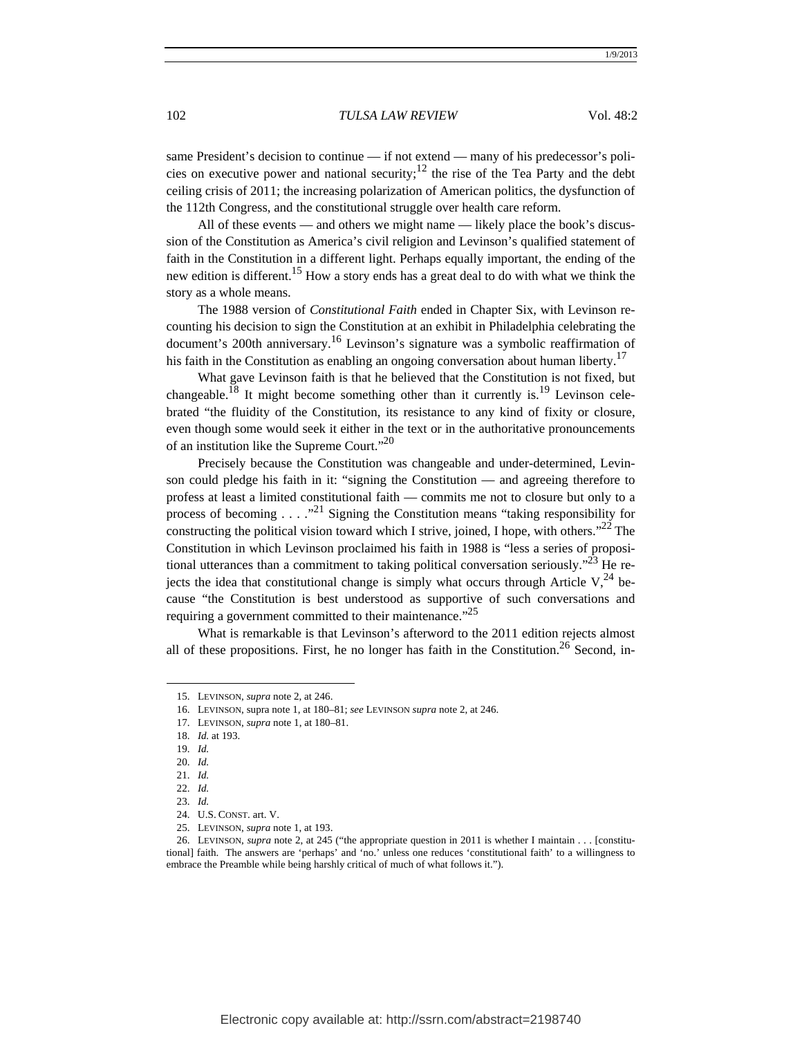same President's decision to continue — if not extend — many of his predecessor's policies on executive power and national security;[12] the rise of the Tea Party and the debt ceiling crisis of 2011; the increasing polarization of American politics, the dysfunction of the 112th Congress, and the constitutional struggle over health care reform.

All of these events — and others we might name — likely place the book's discussion of the Constitution as America's civil religion and Levinson's qualified statement of faith in the Constitution in a different light. Perhaps equally important, the ending of the new edition is different.[15] How a story ends has a great deal to do with what we think the story as a whole means.

The 1988 version of *Constitutional Faith* ended in Chapter Six, with Levinson recounting his decision to sign the Constitution at an exhibit in Philadelphia celebrating the document's 200th anniversary.[16] Levinson's signature was a symbolic reaffirmation of his faith in the Constitution as enabling an ongoing conversation about human liberty.[17]

What gave Levinson faith is that he believed that the Constitution is not fixed, but changeable.[18] It might become something other than it currently is.[19] Levinson celebrated "the fluidity of the Constitution, its resistance to any kind of fixity or closure, even though some would seek it either in the text or in the authoritative pronouncements of an institution like the Supreme Court."[20]

Precisely because the Constitution was changeable and under-determined, Levinson could pledge his faith in it: "signing the Constitution — and agreeing therefore to profess at least a limited constitutional faith — commits me not to closure but only to a process of becoming . . . ."[21] Signing the Constitution means "taking responsibility for constructing the political vision toward which I strive, joined, I hope, with others."[22] The Constitution in which Levinson proclaimed his faith in 1988 is "less a series of propositional utterances than a commitment to taking political conversation seriously."[23] He rejects the idea that constitutional change is simply what occurs through Article V,[24] because "the Constitution is best understood as supportive of such conversations and requiring a government committed to their maintenance."[25]

What is remarkable is that Levinson's afterword to the 2011 edition rejects almost all of these propositions. First, he no longer has faith in the Constitution.[26] Second, in-

---

15. LEVINSON, *supra* note 2, at 246.
16. LEVINSON, supra note 1, at 180–81; *see* LEVINSON *supra* note 2, at 246.
17. LEVINSON, *supra* note 1, at 180–81.
18. *Id.* at 193.
19. *Id.*
20. *Id.*
21. *Id.*
22. *Id.*
23. *Id.*
24. U.S. CONST. art. V.
25. LEVINSON, *supra* note 1, at 193.
26. LEVINSON, *supra* note 2, at 245 ("the appropriate question in 2011 is whether I maintain . . . [constitutional] faith. The answers are 'perhaps' and 'no.' unless one reduces 'constitutional faith' to a willingness to embrace the Preamble while being harshly critical of much of what follows it.").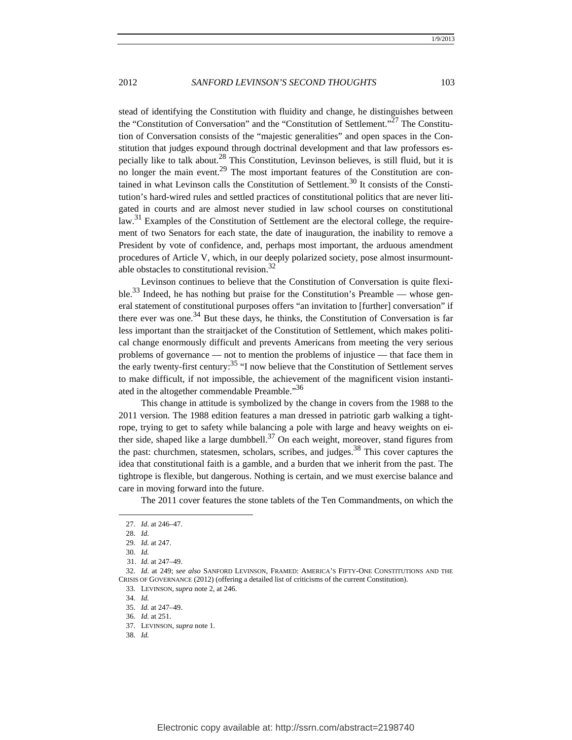stead of identifying the Constitution with fluidity and change, he distinguishes between the "Constitution of Conversation" and the "Constitution of Settlement."[27] The Constitution of Conversation consists of the "majestic generalities" and open spaces in the Constitution that judges expound through doctrinal development and that law professors especially like to talk about.[28] This Constitution, Levinson believes, is still fluid, but it is no longer the main event.[29] The most important features of the Constitution are contained in what Levinson calls the Constitution of Settlement.[30] It consists of the Constitution's hard-wired rules and settled practices of constitutional politics that are never litigated in courts and are almost never studied in law school courses on constitutional law.[31] Examples of the Constitution of Settlement are the electoral college, the requirement of two Senators for each state, the date of inauguration, the inability to remove a President by vote of confidence, and, perhaps most important, the arduous amendment procedures of Article V, which, in our deeply polarized society, pose almost insurmountable obstacles to constitutional revision.[32]

Levinson continues to believe that the Constitution of Conversation is quite flexible.[33] Indeed, he has nothing but praise for the Constitution's Preamble — whose general statement of constitutional purposes offers "an invitation to [further] conversation" if there ever was one.[34] But these days, he thinks, the Constitution of Conversation is far less important than the straitjacket of the Constitution of Settlement, which makes political change enormously difficult and prevents Americans from meeting the very serious problems of governance — not to mention the problems of injustice — that face them in the early twenty-first century:[35] "I now believe that the Constitution of Settlement serves to make difficult, if not impossible, the achievement of the magnificent vision instantiated in the altogether commendable Preamble."[36]

This change in attitude is symbolized by the change in covers from the 1988 to the 2011 version. The 1988 edition features a man dressed in patriotic garb walking a tightrope, trying to get to safety while balancing a pole with large and heavy weights on either side, shaped like a large dumbbell.[37] On each weight, moreover, stand figures from the past: churchmen, statesmen, scholars, scribes, and judges.[38] This cover captures the idea that constitutional faith is a gamble, and a burden that we inherit from the past. The tightrope is flexible, but dangerous. Nothing is certain, and we must exercise balance and care in moving forward into the future.

The 2011 cover features the stone tablets of the Ten Commandments, on which the

---

27. *Id.* at 246–47.
28. *Id.*
29. *Id.* at 247.
30. *Id.*
31. *Id.* at 247–49.
32. *Id.* at 249; *see also* SANFORD LEVINSON, FRAMED: AMERICA'S FIFTY-ONE CONSTITUTIONS AND THE CRISIS OF GOVERNANCE (2012) (offering a detailed list of criticisms of the current Constitution).
33. LEVINSON, *supra* note 2, at 246.
34. *Id.*
35. *Id.* at 247–49.
36. *Id.* at 251.
37. LEVINSON, *supra* note 1.
38. *Id.*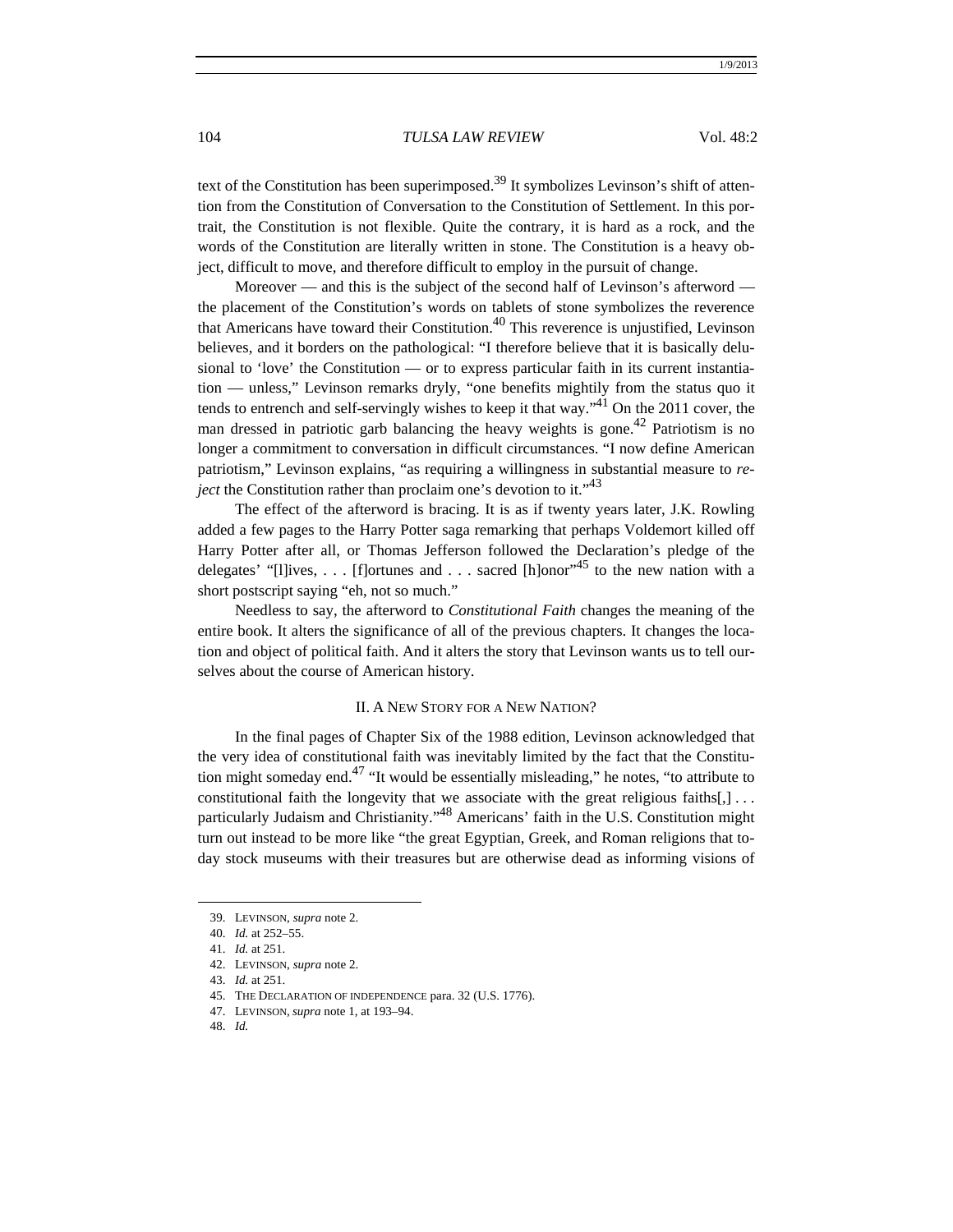text of the Constitution has been superimposed.[39] It symbolizes Levinson's shift of attention from the Constitution of Conversation to the Constitution of Settlement. In this portrait, the Constitution is not flexible. Quite the contrary, it is hard as a rock, and the words of the Constitution are literally written in stone. The Constitution is a heavy object, difficult to move, and therefore difficult to employ in the pursuit of change.

Moreover — and this is the subject of the second half of Levinson's afterword — the placement of the Constitution's words on tablets of stone symbolizes the reverence that Americans have toward their Constitution.[40] This reverence is unjustified, Levinson believes, and it borders on the pathological: "I therefore believe that it is basically delusional to 'love' the Constitution — or to express particular faith in its current instantiation — unless," Levinson remarks dryly, "one benefits mightily from the status quo it tends to entrench and self-servingly wishes to keep it that way."[41] On the 2011 cover, the man dressed in patriotic garb balancing the heavy weights is gone.[42] Patriotism is no longer a commitment to conversation in difficult circumstances. "I now define American patriotism," Levinson explains, "as requiring a willingness in substantial measure to *reject* the Constitution rather than proclaim one's devotion to it."[43]

The effect of the afterword is bracing. It is as if twenty years later, J.K. Rowling added a few pages to the Harry Potter saga remarking that perhaps Voldemort killed off Harry Potter after all, or Thomas Jefferson followed the Declaration's pledge of the delegates' "[l]ives, . . . [f]ortunes and . . . sacred [h]onor"[45] to the new nation with a short postscript saying "eh, not so much."

Needless to say, the afterword to *Constitutional Faith* changes the meaning of the entire book. It alters the significance of all of the previous chapters. It changes the location and object of political faith. And it alters the story that Levinson wants us to tell ourselves about the course of American history.

## II. A New Story for a New Nation?

In the final pages of Chapter Six of the 1988 edition, Levinson acknowledged that the very idea of constitutional faith was inevitably limited by the fact that the Constitution might someday end.[47] "It would be essentially misleading," he notes, "to attribute to constitutional faith the longevity that we associate with the great religious faiths[,] . . . particularly Judaism and Christianity."[48] Americans' faith in the U.S. Constitution might turn out instead to be more like "the great Egyptian, Greek, and Roman religions that today stock museums with their treasures but are otherwise dead as informing visions of

---

39. Levinson, *supra* note 2.
40. *Id.* at 252–55.
41. *Id.* at 251.
42. Levinson, *supra* note 2.
43. *Id.* at 251.
45. The Declaration of Independence para. 32 (U.S. 1776).
47. Levinson, *supra* note 1, at 193–94.
48. *Id.*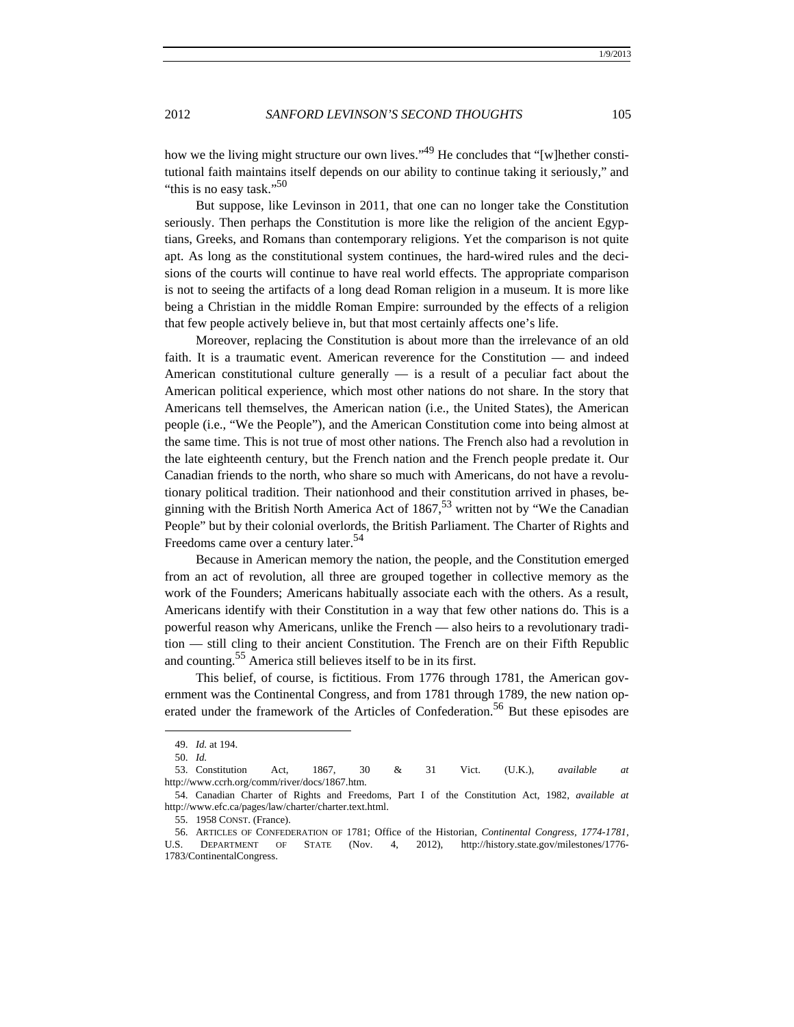how we the living might structure our own lives."[49] He concludes that "[w]hether constitutional faith maintains itself depends on our ability to continue taking it seriously," and "this is no easy task."[50]

But suppose, like Levinson in 2011, that one can no longer take the Constitution seriously. Then perhaps the Constitution is more like the religion of the ancient Egyptians, Greeks, and Romans than contemporary religions. Yet the comparison is not quite apt. As long as the constitutional system continues, the hard-wired rules and the decisions of the courts will continue to have real world effects. The appropriate comparison is not to seeing the artifacts of a long dead Roman religion in a museum. It is more like being a Christian in the middle Roman Empire: surrounded by the effects of a religion that few people actively believe in, but that most certainly affects one's life.

Moreover, replacing the Constitution is about more than the irrelevance of an old faith. It is a traumatic event. American reverence for the Constitution — and indeed American constitutional culture generally — is a result of a peculiar fact about the American political experience, which most other nations do not share. In the story that Americans tell themselves, the American nation (i.e., the United States), the American people (i.e., "We the People"), and the American Constitution come into being almost at the same time. This is not true of most other nations. The French also had a revolution in the late eighteenth century, but the French nation and the French people predate it. Our Canadian friends to the north, who share so much with Americans, do not have a revolutionary political tradition. Their nationhood and their constitution arrived in phases, beginning with the British North America Act of 1867,[53] written not by "We the Canadian People" but by their colonial overlords, the British Parliament. The Charter of Rights and Freedoms came over a century later.[54]

Because in American memory the nation, the people, and the Constitution emerged from an act of revolution, all three are grouped together in collective memory as the work of the Founders; Americans habitually associate each with the others. As a result, Americans identify with their Constitution in a way that few other nations do. This is a powerful reason why Americans, unlike the French — also heirs to a revolutionary tradition — still cling to their ancient Constitution. The French are on their Fifth Republic and counting.[55] America still believes itself to be in its first.

This belief, of course, is fictitious. From 1776 through 1781, the American government was the Continental Congress, and from 1781 through 1789, the new nation operated under the framework of the Articles of Confederation.[56] But these episodes are

---

49. *Id.* at 194.

50. *Id.*

53. Constitution Act, 1867, 30 & 31 Vict. (U.K.), *available at* http://www.ccrh.org/comm/river/docs/1867.htm.

54. Canadian Charter of Rights and Freedoms, Part I of the Constitution Act, 1982, *available at* http://www.efc.ca/pages/law/charter/charter.text.html.

55. 1958 CONST. (France).

56. ARTICLES OF CONFEDERATION OF 1781; Office of the Historian, *Continental Congress, 1774-1781*, U.S. DEPARTMENT OF STATE (Nov. 4, 2012), http://history.state.gov/milestones/1776-1783/ContinentalCongress.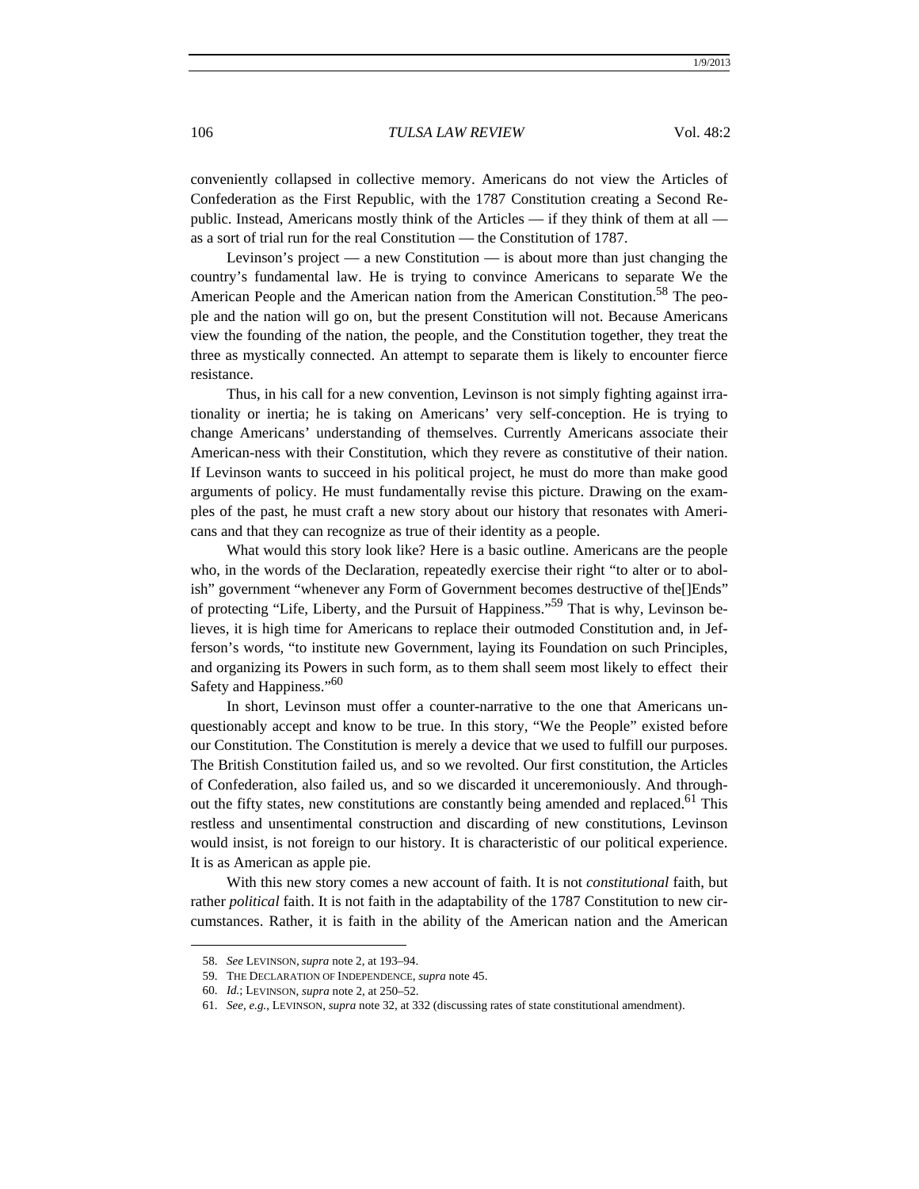conveniently collapsed in collective memory. Americans do not view the Articles of Confederation as the First Republic, with the 1787 Constitution creating a Second Republic. Instead, Americans mostly think of the Articles — if they think of them at all — as a sort of trial run for the real Constitution — the Constitution of 1787.

Levinson's project — a new Constitution — is about more than just changing the country's fundamental law. He is trying to convince Americans to separate We the American People and the American nation from the American Constitution.[58] The people and the nation will go on, but the present Constitution will not. Because Americans view the founding of the nation, the people, and the Constitution together, they treat the three as mystically connected. An attempt to separate them is likely to encounter fierce resistance.

Thus, in his call for a new convention, Levinson is not simply fighting against irrationality or inertia; he is taking on Americans' very self-conception. He is trying to change Americans' understanding of themselves. Currently Americans associate their American-ness with their Constitution, which they revere as constitutive of their nation. If Levinson wants to succeed in his political project, he must do more than make good arguments of policy. He must fundamentally revise this picture. Drawing on the examples of the past, he must craft a new story about our history that resonates with Americans and that they can recognize as true of their identity as a people.

What would this story look like? Here is a basic outline. Americans are the people who, in the words of the Declaration, repeatedly exercise their right "to alter or to abolish" government "whenever any Form of Government becomes destructive of the[]Ends" of protecting "Life, Liberty, and the Pursuit of Happiness."[59] That is why, Levinson believes, it is high time for Americans to replace their outmoded Constitution and, in Jefferson's words, "to institute new Government, laying its Foundation on such Principles, and organizing its Powers in such form, as to them shall seem most likely to effect their Safety and Happiness."[60]

In short, Levinson must offer a counter-narrative to the one that Americans unquestionably accept and know to be true. In this story, "We the People" existed before our Constitution. The Constitution is merely a device that we used to fulfill our purposes. The British Constitution failed us, and so we revolted. Our first constitution, the Articles of Confederation, also failed us, and so we discarded it unceremoniously. And throughout the fifty states, new constitutions are constantly being amended and replaced.[61] This restless and unsentimental construction and discarding of new constitutions, Levinson would insist, is not foreign to our history. It is characteristic of our political experience. It is as American as apple pie.

With this new story comes a new account of faith. It is not *constitutional* faith, but rather *political* faith. It is not faith in the adaptability of the 1787 Constitution to new circumstances. Rather, it is faith in the ability of the American nation and the American

---

58. *See* LEVINSON, *supra* note 2, at 193–94.

59. THE DECLARATION OF INDEPENDENCE, *supra* note 45.

60. *Id.*; LEVINSON, *supra* note 2, at 250–52.

61. *See, e.g.*, LEVINSON, *supra* note 32, at 332 (discussing rates of state constitutional amendment).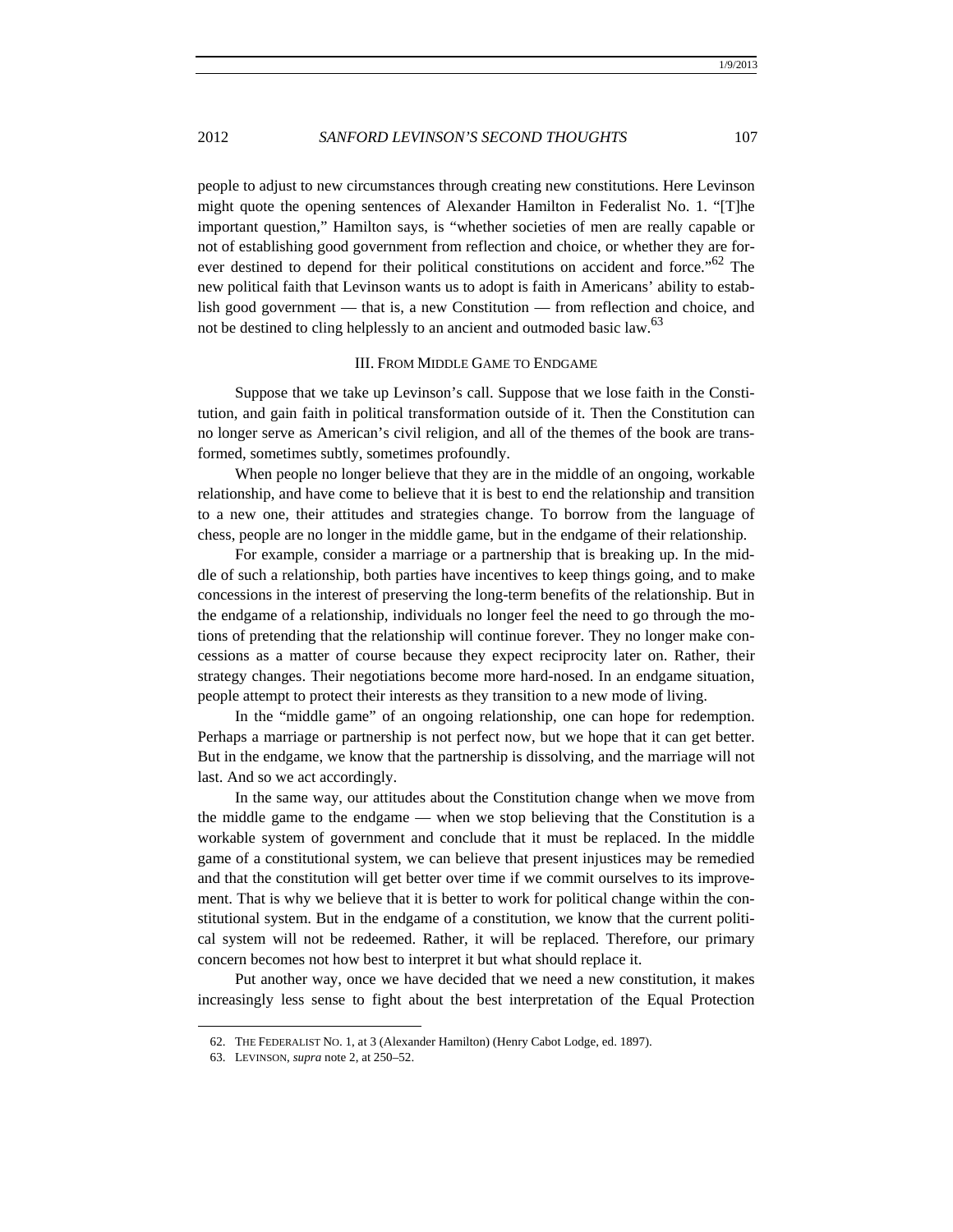people to adjust to new circumstances through creating new constitutions. Here Levinson might quote the opening sentences of Alexander Hamilton in Federalist No. 1. "[T]he important question," Hamilton says, is "whether societies of men are really capable or not of establishing good government from reflection and choice, or whether they are forever destined to depend for their political constitutions on accident and force."[62] The new political faith that Levinson wants us to adopt is faith in Americans' ability to establish good government — that is, a new Constitution — from reflection and choice, and not be destined to cling helplessly to an ancient and outmoded basic law.[63]

### III. From Middle Game to Endgame

Suppose that we take up Levinson's call. Suppose that we lose faith in the Constitution, and gain faith in political transformation outside of it. Then the Constitution can no longer serve as American's civil religion, and all of the themes of the book are transformed, sometimes subtly, sometimes profoundly.

When people no longer believe that they are in the middle of an ongoing, workable relationship, and have come to believe that it is best to end the relationship and transition to a new one, their attitudes and strategies change. To borrow from the language of chess, people are no longer in the middle game, but in the endgame of their relationship.

For example, consider a marriage or a partnership that is breaking up. In the middle of such a relationship, both parties have incentives to keep things going, and to make concessions in the interest of preserving the long-term benefits of the relationship. But in the endgame of a relationship, individuals no longer feel the need to go through the motions of pretending that the relationship will continue forever. They no longer make concessions as a matter of course because they expect reciprocity later on. Rather, their strategy changes. Their negotiations become more hard-nosed. In an endgame situation, people attempt to protect their interests as they transition to a new mode of living.

In the "middle game" of an ongoing relationship, one can hope for redemption. Perhaps a marriage or partnership is not perfect now, but we hope that it can get better. But in the endgame, we know that the partnership is dissolving, and the marriage will not last. And so we act accordingly.

In the same way, our attitudes about the Constitution change when we move from the middle game to the endgame — when we stop believing that the Constitution is a workable system of government and conclude that it must be replaced. In the middle game of a constitutional system, we can believe that present injustices may be remedied and that the constitution will get better over time if we commit ourselves to its improvement. That is why we believe that it is better to work for political change within the constitutional system. But in the endgame of a constitution, we know that the current political system will not be redeemed. Rather, it will be replaced. Therefore, our primary concern becomes not how best to interpret it but what should replace it.

Put another way, once we have decided that we need a new constitution, it makes increasingly less sense to fight about the best interpretation of the Equal Protection

62. The Federalist No. 1, at 3 (Alexander Hamilton) (Henry Cabot Lodge, ed. 1897).

63. Levinson, *supra* note 2, at 250–52.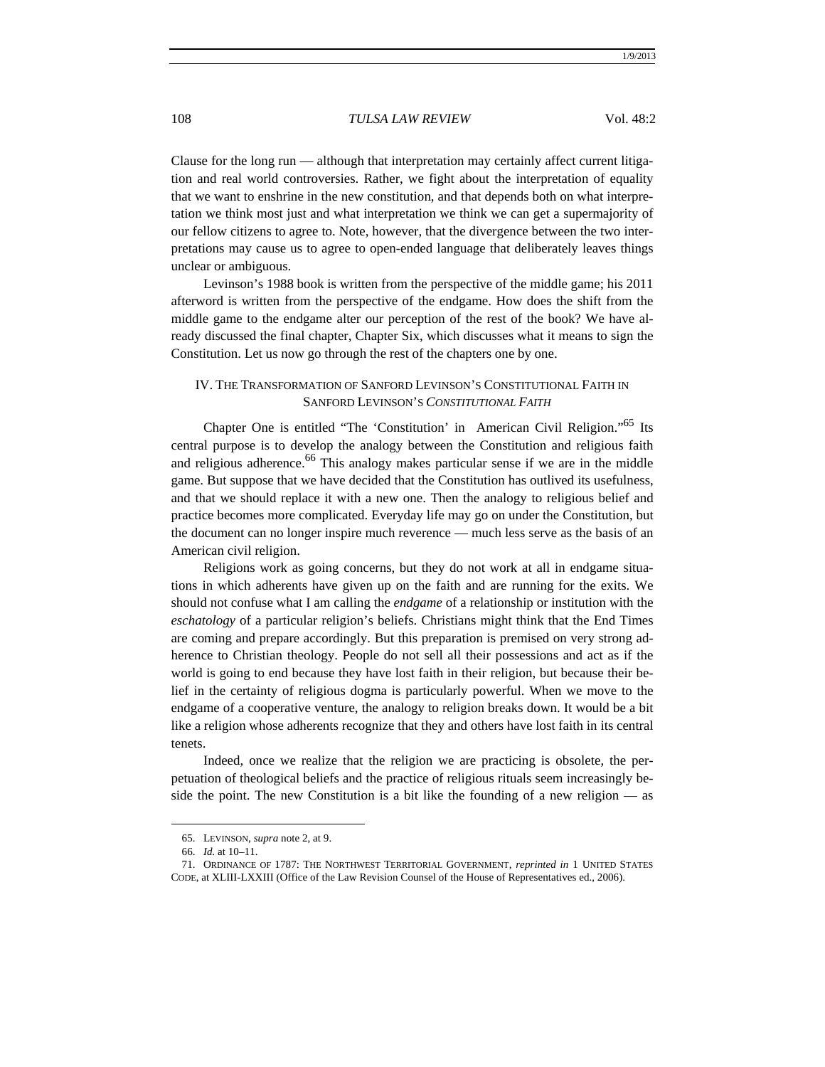Clause for the long run — although that interpretation may certainly affect current litigation and real world controversies. Rather, we fight about the interpretation of equality that we want to enshrine in the new constitution, and that depends both on what interpretation we think most just and what interpretation we think we can get a supermajority of our fellow citizens to agree to. Note, however, that the divergence between the two interpretations may cause us to agree to open-ended language that deliberately leaves things unclear or ambiguous.

Levinson's 1988 book is written from the perspective of the middle game; his 2011 afterword is written from the perspective of the endgame. How does the shift from the middle game to the endgame alter our perception of the rest of the book? We have already discussed the final chapter, Chapter Six, which discusses what it means to sign the Constitution. Let us now go through the rest of the chapters one by one.

## IV. The Transformation of Sanford Levinson's Constitutional Faith in Sanford Levinson's *Constitutional Faith*

Chapter One is entitled "The 'Constitution' in American Civil Religion."[65] Its central purpose is to develop the analogy between the Constitution and religious faith and religious adherence.[66] This analogy makes particular sense if we are in the middle game. But suppose that we have decided that the Constitution has outlived its usefulness, and that we should replace it with a new one. Then the analogy to religious belief and practice becomes more complicated. Everyday life may go on under the Constitution, but the document can no longer inspire much reverence — much less serve as the basis of an American civil religion.

Religions work as going concerns, but they do not work at all in endgame situations in which adherents have given up on the faith and are running for the exits. We should not confuse what I am calling the *endgame* of a relationship or institution with the *eschatology* of a particular religion's beliefs. Christians might think that the End Times are coming and prepare accordingly. But this preparation is premised on very strong adherence to Christian theology. People do not sell all their possessions and act as if the world is going to end because they have lost faith in their religion, but because their belief in the certainty of religious dogma is particularly powerful. When we move to the endgame of a cooperative venture, the analogy to religion breaks down. It would be a bit like a religion whose adherents recognize that they and others have lost faith in its central tenets.

Indeed, once we realize that the religion we are practicing is obsolete, the perpetuation of theological beliefs and the practice of religious rituals seem increasingly beside the point. The new Constitution is a bit like the founding of a new religion — as

65. Levinson, *supra* note 2, at 9.

66. *Id.* at 10–11.

71. Ordinance of 1787: The Northwest Territorial Government, *reprinted in* 1 United States Code, at XLIII-LXXIII (Office of the Law Revision Counsel of the House of Representatives ed., 2006).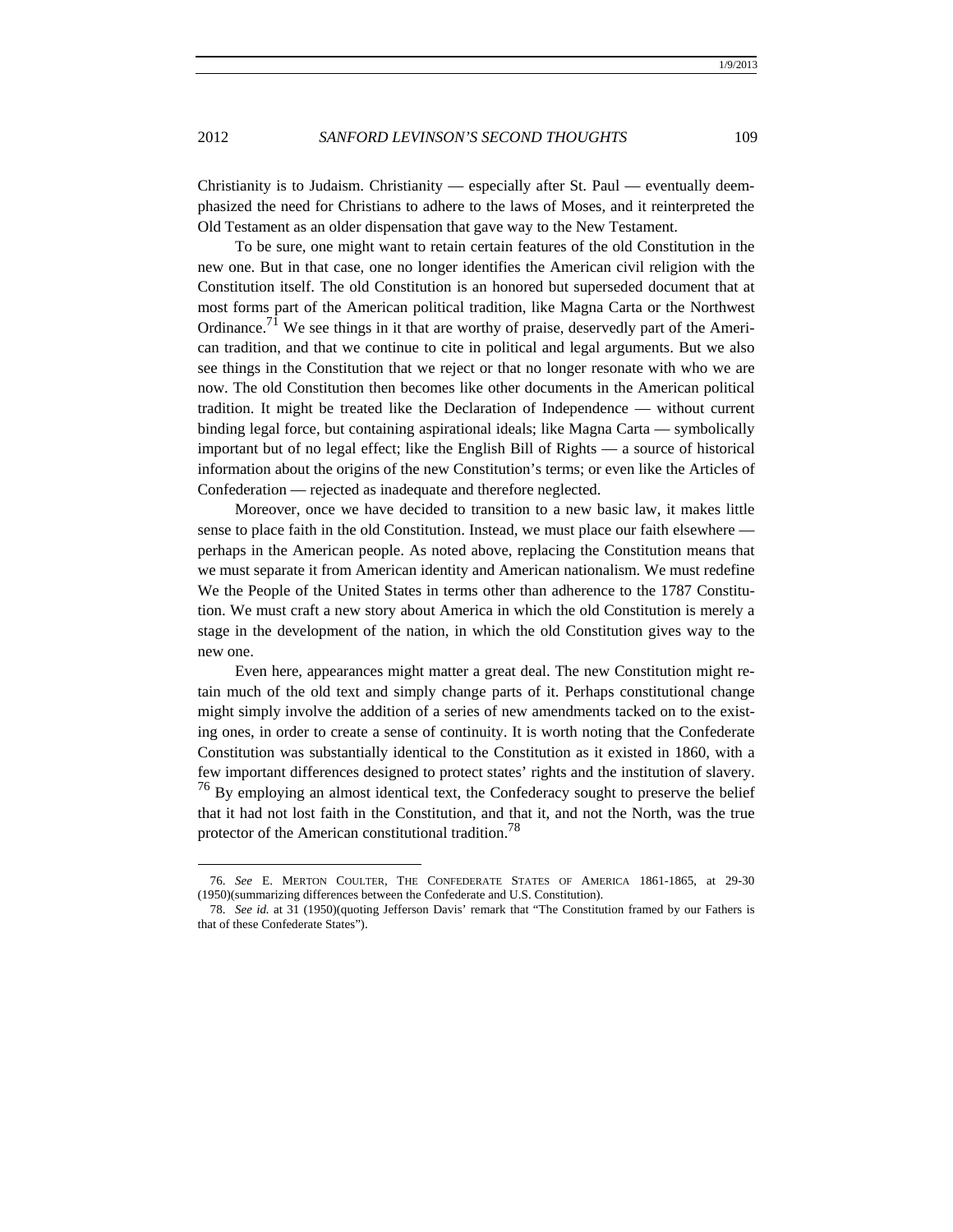Christianity is to Judaism. Christianity — especially after St. Paul — eventually deemphasized the need for Christians to adhere to the laws of Moses, and it reinterpreted the Old Testament as an older dispensation that gave way to the New Testament.

To be sure, one might want to retain certain features of the old Constitution in the new one. But in that case, one no longer identifies the American civil religion with the Constitution itself. The old Constitution is an honored but superseded document that at most forms part of the American political tradition, like Magna Carta or the Northwest Ordinance.[71] We see things in it that are worthy of praise, deservedly part of the American tradition, and that we continue to cite in political and legal arguments. But we also see things in the Constitution that we reject or that no longer resonate with who we are now. The old Constitution then becomes like other documents in the American political tradition. It might be treated like the Declaration of Independence — without current binding legal force, but containing aspirational ideals; like Magna Carta — symbolically important but of no legal effect; like the English Bill of Rights — a source of historical information about the origins of the new Constitution's terms; or even like the Articles of Confederation — rejected as inadequate and therefore neglected.

Moreover, once we have decided to transition to a new basic law, it makes little sense to place faith in the old Constitution. Instead, we must place our faith elsewhere — perhaps in the American people. As noted above, replacing the Constitution means that we must separate it from American identity and American nationalism. We must redefine We the People of the United States in terms other than adherence to the 1787 Constitution. We must craft a new story about America in which the old Constitution is merely a stage in the development of the nation, in which the old Constitution gives way to the new one.

Even here, appearances might matter a great deal. The new Constitution might retain much of the old text and simply change parts of it. Perhaps constitutional change might simply involve the addition of a series of new amendments tacked on to the existing ones, in order to create a sense of continuity. It is worth noting that the Confederate Constitution was substantially identical to the Constitution as it existed in 1860, with a few important differences designed to protect states' rights and the institution of slavery. [76] By employing an almost identical text, the Confederacy sought to preserve the belief that it had not lost faith in the Constitution, and that it, and not the North, was the true protector of the American constitutional tradition.[78]

76. *See* E. MERTON COULTER, THE CONFEDERATE STATES OF AMERICA 1861-1865, at 29-30 (1950)(summarizing differences between the Confederate and U.S. Constitution).

78. *See id.* at 31 (1950)(quoting Jefferson Davis' remark that "The Constitution framed by our Fathers is that of these Confederate States").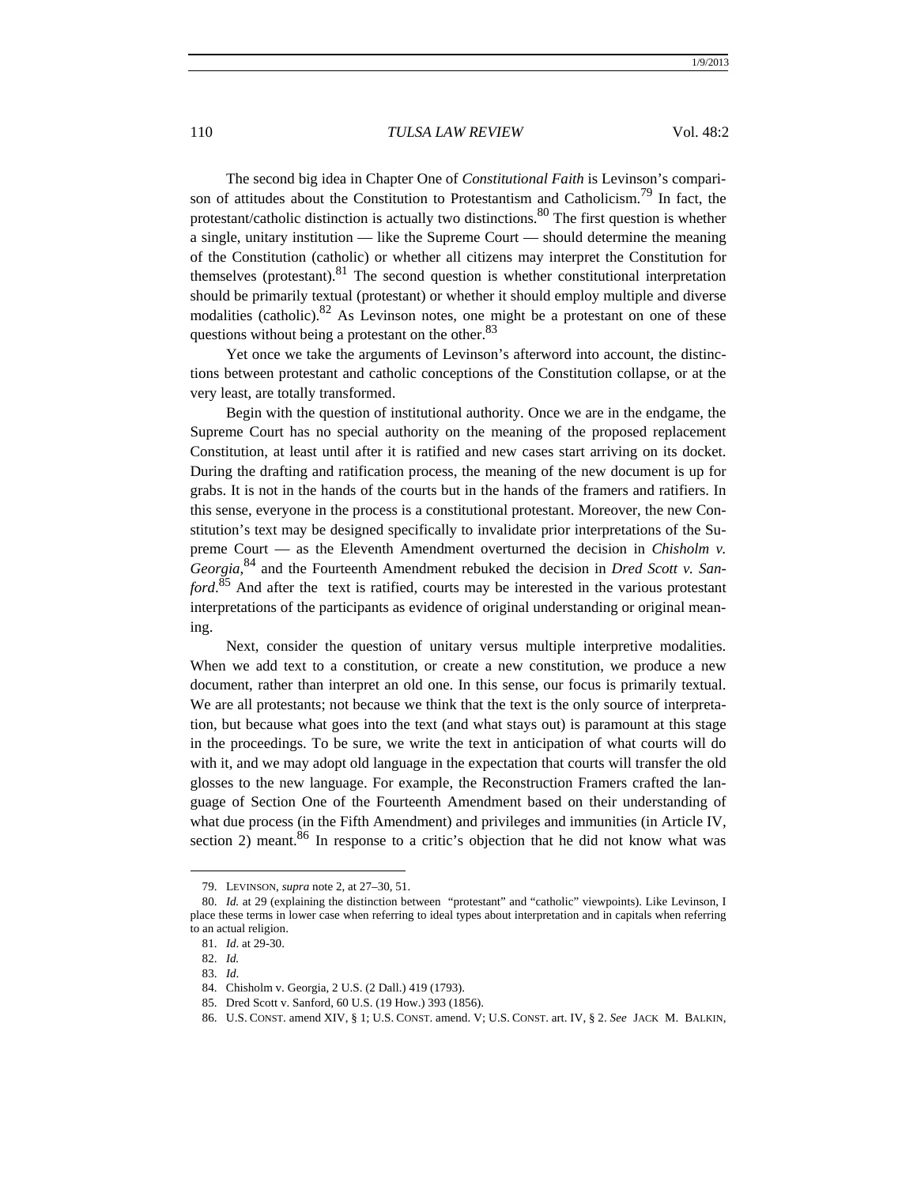The second big idea in Chapter One of *Constitutional Faith* is Levinson's comparison of attitudes about the Constitution to Protestantism and Catholicism.[79] In fact, the protestant/catholic distinction is actually two distinctions.[80] The first question is whether a single, unitary institution — like the Supreme Court — should determine the meaning of the Constitution (catholic) or whether all citizens may interpret the Constitution for themselves (protestant).[81] The second question is whether constitutional interpretation should be primarily textual (protestant) or whether it should employ multiple and diverse modalities (catholic).[82] As Levinson notes, one might be a protestant on one of these questions without being a protestant on the other.[83]

Yet once we take the arguments of Levinson's afterword into account, the distinctions between protestant and catholic conceptions of the Constitution collapse, or at the very least, are totally transformed.

Begin with the question of institutional authority. Once we are in the endgame, the Supreme Court has no special authority on the meaning of the proposed replacement Constitution, at least until after it is ratified and new cases start arriving on its docket. During the drafting and ratification process, the meaning of the new document is up for grabs. It is not in the hands of the courts but in the hands of the framers and ratifiers. In this sense, everyone in the process is a constitutional protestant. Moreover, the new Constitution's text may be designed specifically to invalidate prior interpretations of the Supreme Court — as the Eleventh Amendment overturned the decision in *Chisholm v. Georgia*,[84] and the Fourteenth Amendment rebuked the decision in *Dred Scott v. Sanford*.[85] And after the text is ratified, courts may be interested in the various protestant interpretations of the participants as evidence of original understanding or original meaning.

Next, consider the question of unitary versus multiple interpretive modalities. When we add text to a constitution, or create a new constitution, we produce a new document, rather than interpret an old one. In this sense, our focus is primarily textual. We are all protestants; not because we think that the text is the only source of interpretation, but because what goes into the text (and what stays out) is paramount at this stage in the proceedings. To be sure, we write the text in anticipation of what courts will do with it, and we may adopt old language in the expectation that courts will transfer the old glosses to the new language. For example, the Reconstruction Framers crafted the language of Section One of the Fourteenth Amendment based on their understanding of what due process (in the Fifth Amendment) and privileges and immunities (in Article IV, section 2) meant.[86] In response to a critic's objection that he did not know what was

---

79. LEVINSON, *supra* note 2, at 27–30, 51.

80. *Id.* at 29 (explaining the distinction between "protestant" and "catholic" viewpoints). Like Levinson, I place these terms in lower case when referring to ideal types about interpretation and in capitals when referring to an actual religion.

81. *Id.* at 29-30.

82. *Id.*

83. *Id*.

84. Chisholm v. Georgia, 2 U.S. (2 Dall.) 419 (1793).

85. Dred Scott v. Sanford, 60 U.S. (19 How.) 393 (1856).

86. U.S. CONST. amend XIV, § 1; U.S. CONST. amend. V; U.S. CONST. art. IV, § 2. *See* JACK M. BALKIN,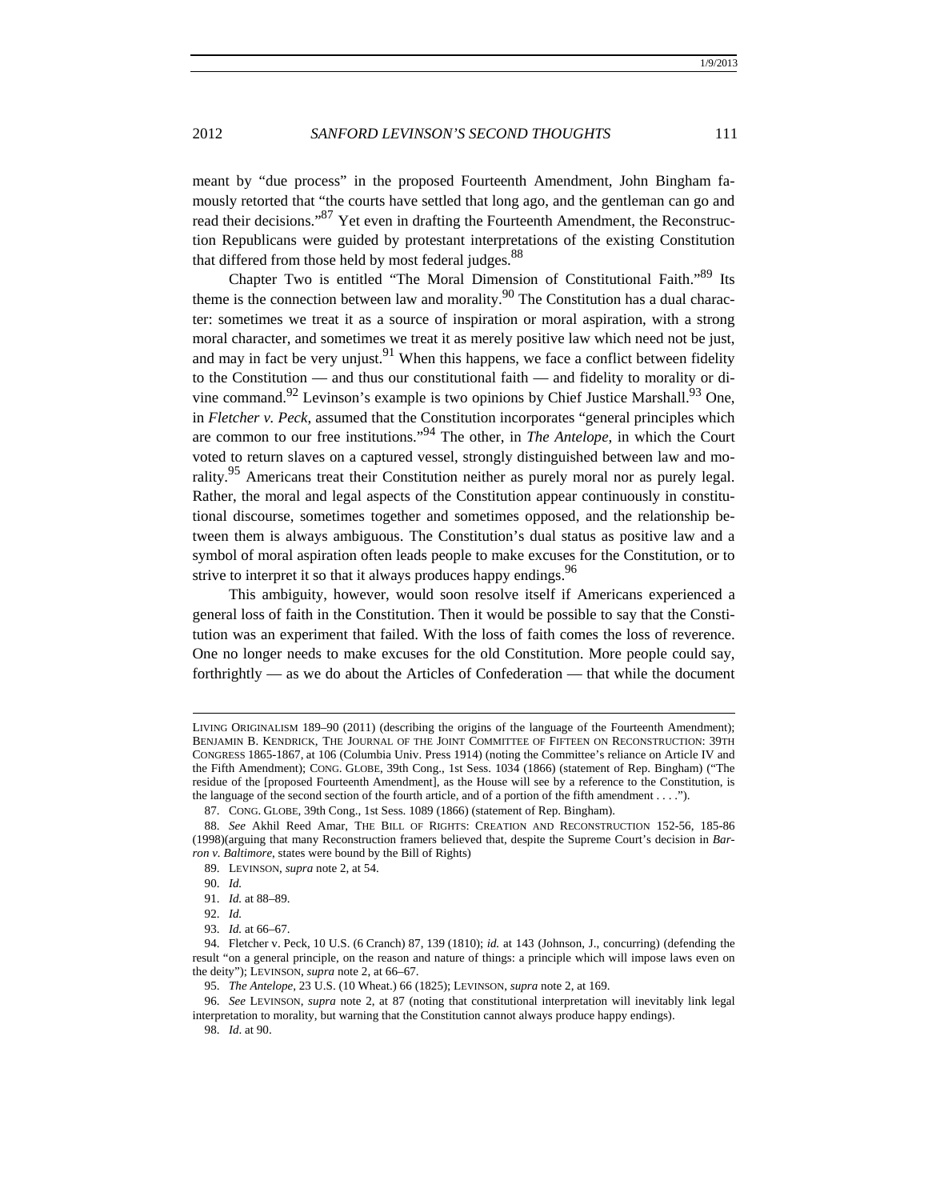meant by "due process" in the proposed Fourteenth Amendment, John Bingham famously retorted that "the courts have settled that long ago, and the gentleman can go and read their decisions."[87] Yet even in drafting the Fourteenth Amendment, the Reconstruction Republicans were guided by protestant interpretations of the existing Constitution that differed from those held by most federal judges.[88]

Chapter Two is entitled "The Moral Dimension of Constitutional Faith."[89] Its theme is the connection between law and morality.[90] The Constitution has a dual character: sometimes we treat it as a source of inspiration or moral aspiration, with a strong moral character, and sometimes we treat it as merely positive law which need not be just, and may in fact be very unjust.[91] When this happens, we face a conflict between fidelity to the Constitution — and thus our constitutional faith — and fidelity to morality or divine command.[92] Levinson's example is two opinions by Chief Justice Marshall.[93] One, in *Fletcher v. Peck*, assumed that the Constitution incorporates "general principles which are common to our free institutions."[94] The other, in *The Antelope*, in which the Court voted to return slaves on a captured vessel, strongly distinguished between law and morality.[95] Americans treat their Constitution neither as purely moral nor as purely legal. Rather, the moral and legal aspects of the Constitution appear continuously in constitutional discourse, sometimes together and sometimes opposed, and the relationship between them is always ambiguous. The Constitution's dual status as positive law and a symbol of moral aspiration often leads people to make excuses for the Constitution, or to strive to interpret it so that it always produces happy endings.[96]

This ambiguity, however, would soon resolve itself if Americans experienced a general loss of faith in the Constitution. Then it would be possible to say that the Constitution was an experiment that failed. With the loss of faith comes the loss of reverence. One no longer needs to make excuses for the old Constitution. More people could say, forthrightly — as we do about the Articles of Confederation — that while the document

---

LIVING ORIGINALISM 189–90 (2011) (describing the origins of the language of the Fourteenth Amendment); BENJAMIN B. KENDRICK, THE JOURNAL OF THE JOINT COMMITTEE OF FIFTEEN ON RECONSTRUCTION: 39TH CONGRESS 1865-1867, at 106 (Columbia Univ. Press 1914) (noting the Committee's reliance on Article IV and the Fifth Amendment); CONG. GLOBE, 39th Cong., 1st Sess. 1034 (1866) (statement of Rep. Bingham) ("The residue of the [proposed Fourteenth Amendment], as the House will see by a reference to the Constitution, is the language of the second section of the fourth article, and of a portion of the fifth amendment . . . .").

87. CONG. GLOBE, 39th Cong., 1st Sess. 1089 (1866) (statement of Rep. Bingham).

88. *See* Akhil Reed Amar, THE BILL OF RIGHTS: CREATION AND RECONSTRUCTION 152-56, 185-86 (1998)(arguing that many Reconstruction framers believed that, despite the Supreme Court's decision in *Barron v. Baltimore*, states were bound by the Bill of Rights)

89. LEVINSON, *supra* note 2, at 54.

90. *Id.*

91. *Id.* at 88–89.

92. *Id.*

93. *Id.* at 66–67.

94. Fletcher v. Peck, 10 U.S. (6 Cranch) 87, 139 (1810); *id.* at 143 (Johnson, J., concurring) (defending the result "on a general principle, on the reason and nature of things: a principle which will impose laws even on the deity"); LEVINSON, *supra* note 2, at 66–67.

95. *The Antelope*, 23 U.S. (10 Wheat.) 66 (1825); LEVINSON, *supra* note 2, at 169.

96. *See* LEVINSON, *supra* note 2, at 87 (noting that constitutional interpretation will inevitably link legal interpretation to morality, but warning that the Constitution cannot always produce happy endings).

98. *Id*. at 90.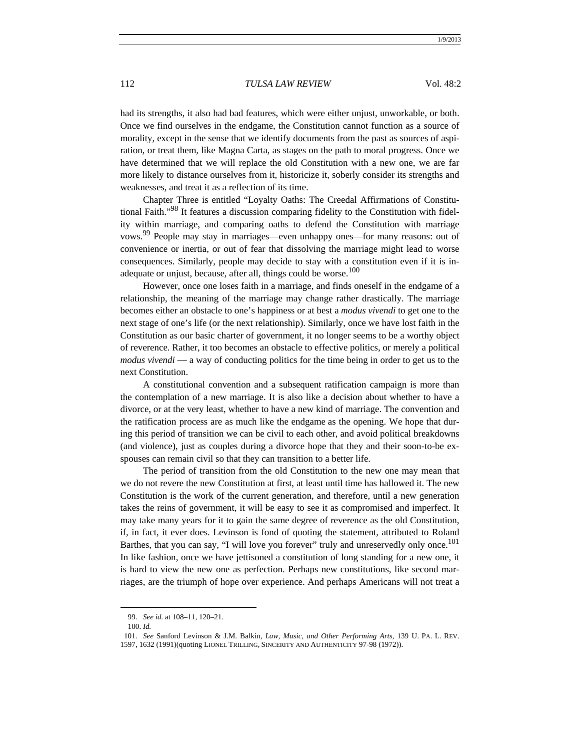had its strengths, it also had bad features, which were either unjust, unworkable, or both. Once we find ourselves in the endgame, the Constitution cannot function as a source of morality, except in the sense that we identify documents from the past as sources of aspiration, or treat them, like Magna Carta, as stages on the path to moral progress. Once we have determined that we will replace the old Constitution with a new one, we are far more likely to distance ourselves from it, historicize it, soberly consider its strengths and weaknesses, and treat it as a reflection of its time.

Chapter Three is entitled "Loyalty Oaths: The Creedal Affirmations of Constitutional Faith."[98] It features a discussion comparing fidelity to the Constitution with fidelity within marriage, and comparing oaths to defend the Constitution with marriage vows.[99] People may stay in marriages—even unhappy ones—for many reasons: out of convenience or inertia, or out of fear that dissolving the marriage might lead to worse consequences. Similarly, people may decide to stay with a constitution even if it is inadequate or unjust, because, after all, things could be worse.[100]

However, once one loses faith in a marriage, and finds oneself in the endgame of a relationship, the meaning of the marriage may change rather drastically. The marriage becomes either an obstacle to one's happiness or at best a *modus vivendi* to get one to the next stage of one's life (or the next relationship). Similarly, once we have lost faith in the Constitution as our basic charter of government, it no longer seems to be a worthy object of reverence. Rather, it too becomes an obstacle to effective politics, or merely a political *modus vivendi* — a way of conducting politics for the time being in order to get us to the next Constitution.

A constitutional convention and a subsequent ratification campaign is more than the contemplation of a new marriage. It is also like a decision about whether to have a divorce, or at the very least, whether to have a new kind of marriage. The convention and the ratification process are as much like the endgame as the opening. We hope that during this period of transition we can be civil to each other, and avoid political breakdowns (and violence), just as couples during a divorce hope that they and their soon-to-be ex-spouses can remain civil so that they can transition to a better life.

The period of transition from the old Constitution to the new one may mean that we do not revere the new Constitution at first, at least until time has hallowed it. The new Constitution is the work of the current generation, and therefore, until a new generation takes the reins of government, it will be easy to see it as compromised and imperfect. It may take many years for it to gain the same degree of reverence as the old Constitution, if, in fact, it ever does. Levinson is fond of quoting the statement, attributed to Roland Barthes, that you can say, "I will love you forever" truly and unreservedly only once.[101] In like fashion, once we have jettisoned a constitution of long standing for a new one, it is hard to view the new one as perfection. Perhaps new constitutions, like second marriages, are the triumph of hope over experience. And perhaps Americans will not treat a

---

99. *See id.* at 108–11, 120–21.

100. *Id.*

101. *See* Sanford Levinson & J.M. Balkin, *Law, Music, and Other Performing Arts*, 139 U. PA. L. REV. 1597, 1632 (1991)(quoting LIONEL TRILLING, SINCERITY AND AUTHENTICITY 97-98 (1972)).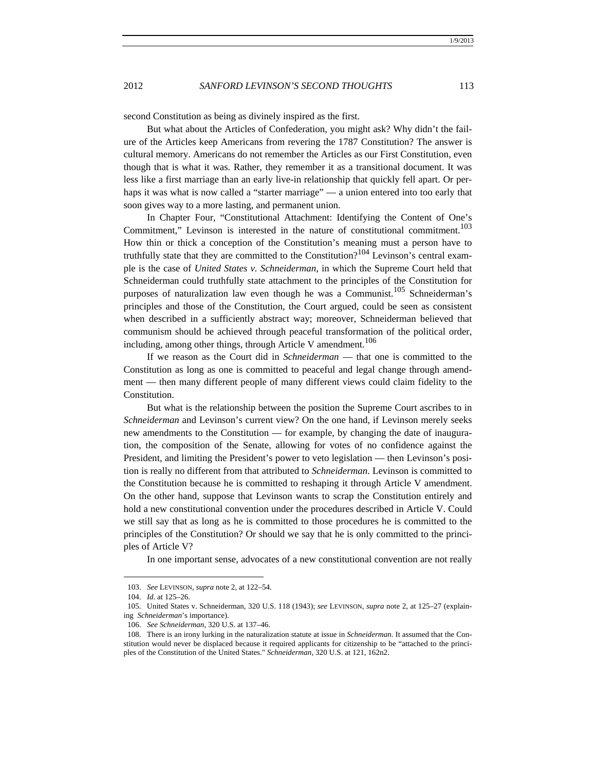second Constitution as being as divinely inspired as the first.

But what about the Articles of Confederation, you might ask? Why didn't the failure of the Articles keep Americans from revering the 1787 Constitution? The answer is cultural memory. Americans do not remember the Articles as our First Constitution, even though that is what it was. Rather, they remember it as a transitional document. It was less like a first marriage than an early live-in relationship that quickly fell apart. Or perhaps it was what is now called a "starter marriage" — a union entered into too early that soon gives way to a more lasting, and permanent union.

In Chapter Four, "Constitutional Attachment: Identifying the Content of One's Commitment," Levinson is interested in the nature of constitutional commitment.[103] How thin or thick a conception of the Constitution's meaning must a person have to truthfully state that they are committed to the Constitution?[104] Levinson's central example is the case of *United States v. Schneiderman*, in which the Supreme Court held that Schneiderman could truthfully state attachment to the principles of the Constitution for purposes of naturalization law even though he was a Communist.[105] Schneiderman's principles and those of the Constitution, the Court argued, could be seen as consistent when described in a sufficiently abstract way; moreover, Schneiderman believed that communism should be achieved through peaceful transformation of the political order, including, among other things, through Article V amendment.[106]

If we reason as the Court did in *Schneiderman* — that one is committed to the Constitution as long as one is committed to peaceful and legal change through amendment — then many different people of many different views could claim fidelity to the Constitution.

But what is the relationship between the position the Supreme Court ascribes to in *Schneiderman* and Levinson's current view? On the one hand, if Levinson merely seeks new amendments to the Constitution — for example, by changing the date of inauguration, the composition of the Senate, allowing for votes of no confidence against the President, and limiting the President's power to veto legislation — then Levinson's position is really no different from that attributed to *Schneiderman*. Levinson is committed to the Constitution because he is committed to reshaping it through Article V amendment. On the other hand, suppose that Levinson wants to scrap the Constitution entirely and hold a new constitutional convention under the procedures described in Article V. Could we still say that as long as he is committed to those procedures he is committed to the principles of the Constitution? Or should we say that he is only committed to the principles of Article V?

In one important sense, advocates of a new constitutional convention are not really

---

103. *See* LEVINSON, *supra* note 2, at 122–54.

104. *Id*. at 125–26.

105. United States v. Schneiderman, 320 U.S. 118 (1943); *see* LEVINSON, *supra* note 2, at 125–27 (explaining *Schneiderman*'s importance).

106. *See Schneiderman*, 320 U.S. at 137–46.

108. There is an irony lurking in the naturalization statute at issue in *Schneiderman*. It assumed that the Constitution would never be displaced because it required applicants for citizenship to be "attached to the principles of the Constitution of the United States." *Schneiderman*, 320 U.S. at 121, 162n2.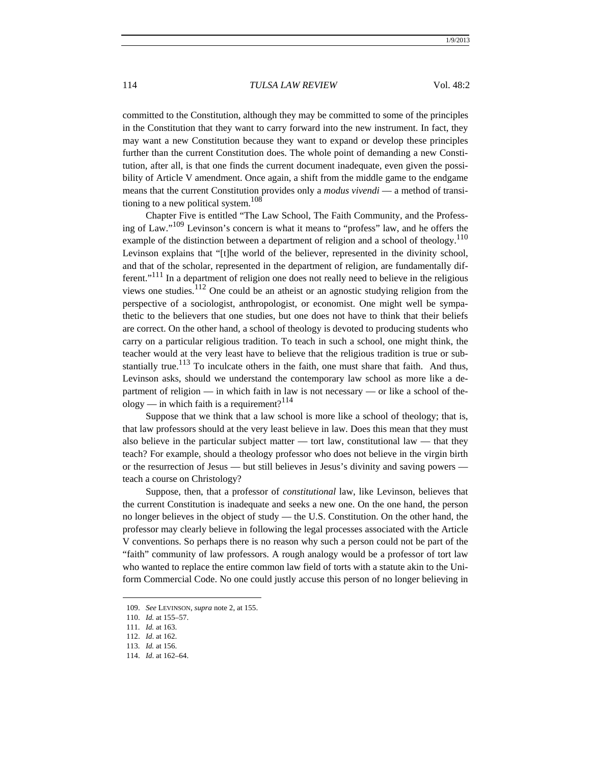committed to the Constitution, although they may be committed to some of the principles in the Constitution that they want to carry forward into the new instrument. In fact, they may want a new Constitution because they want to expand or develop these principles further than the current Constitution does. The whole point of demanding a new Constitution, after all, is that one finds the current document inadequate, even given the possibility of Article V amendment. Once again, a shift from the middle game to the endgame means that the current Constitution provides only a *modus vivendi* — a method of transitioning to a new political system.[108]

Chapter Five is entitled "The Law School, The Faith Community, and the Professing of Law."[109] Levinson's concern is what it means to "profess" law, and he offers the example of the distinction between a department of religion and a school of theology.[110] Levinson explains that "[t]he world of the believer, represented in the divinity school, and that of the scholar, represented in the department of religion, are fundamentally different."[111] In a department of religion one does not really need to believe in the religious views one studies.[112] One could be an atheist or an agnostic studying religion from the perspective of a sociologist, anthropologist, or economist. One might well be sympathetic to the believers that one studies, but one does not have to think that their beliefs are correct. On the other hand, a school of theology is devoted to producing students who carry on a particular religious tradition. To teach in such a school, one might think, the teacher would at the very least have to believe that the religious tradition is true or substantially true.[113] To inculcate others in the faith, one must share that faith. And thus, Levinson asks, should we understand the contemporary law school as more like a department of religion — in which faith in law is not necessary — or like a school of theology — in which faith is a requirement?[114]

Suppose that we think that a law school is more like a school of theology; that is, that law professors should at the very least believe in law. Does this mean that they must also believe in the particular subject matter — tort law, constitutional law — that they teach? For example, should a theology professor who does not believe in the virgin birth or the resurrection of Jesus — but still believes in Jesus's divinity and saving powers — teach a course on Christology?

Suppose, then, that a professor of *constitutional* law, like Levinson, believes that the current Constitution is inadequate and seeks a new one. On the one hand, the person no longer believes in the object of study — the U.S. Constitution. On the other hand, the professor may clearly believe in following the legal processes associated with the Article V conventions. So perhaps there is no reason why such a person could not be part of the "faith" community of law professors. A rough analogy would be a professor of tort law who wanted to replace the entire common law field of torts with a statute akin to the Uniform Commercial Code. No one could justly accuse this person of no longer believing in

109. *See* LEVINSON, *supra* note 2, at 155.

110. *Id.* at 155–57.

111. *Id.* at 163.

112. *Id*. at 162.

113. *Id.* at 156.

114. *Id*. at 162–64.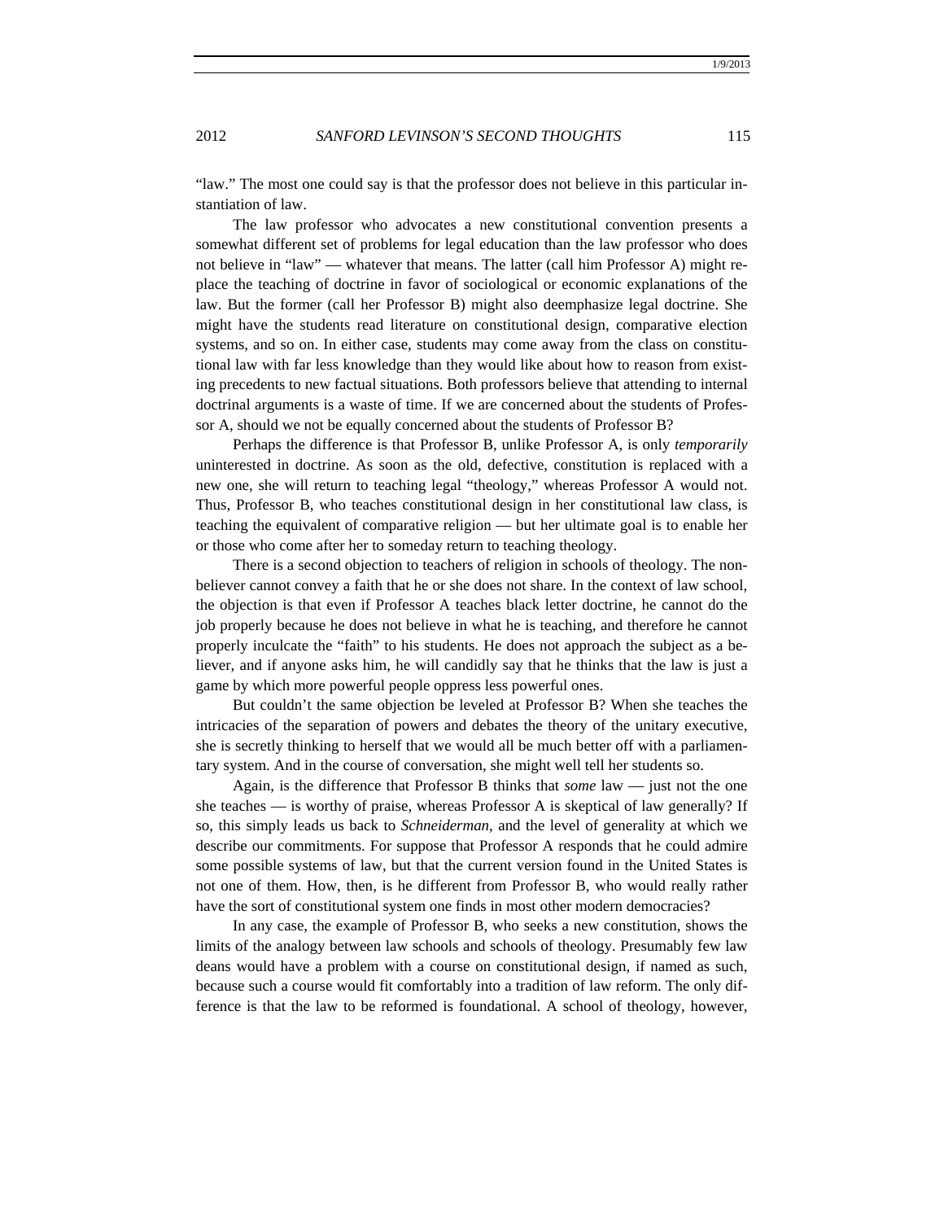"law." The most one could say is that the professor does not believe in this particular instantiation of law.

The law professor who advocates a new constitutional convention presents a somewhat different set of problems for legal education than the law professor who does not believe in "law" — whatever that means. The latter (call him Professor A) might replace the teaching of doctrine in favor of sociological or economic explanations of the law. But the former (call her Professor B) might also deemphasize legal doctrine. She might have the students read literature on constitutional design, comparative election systems, and so on. In either case, students may come away from the class on constitutional law with far less knowledge than they would like about how to reason from existing precedents to new factual situations. Both professors believe that attending to internal doctrinal arguments is a waste of time. If we are concerned about the students of Professor A, should we not be equally concerned about the students of Professor B?

Perhaps the difference is that Professor B, unlike Professor A, is only *temporarily* uninterested in doctrine. As soon as the old, defective, constitution is replaced with a new one, she will return to teaching legal "theology," whereas Professor A would not. Thus, Professor B, who teaches constitutional design in her constitutional law class, is teaching the equivalent of comparative religion — but her ultimate goal is to enable her or those who come after her to someday return to teaching theology.

There is a second objection to teachers of religion in schools of theology. The nonbeliever cannot convey a faith that he or she does not share. In the context of law school, the objection is that even if Professor A teaches black letter doctrine, he cannot do the job properly because he does not believe in what he is teaching, and therefore he cannot properly inculcate the "faith" to his students. He does not approach the subject as a believer, and if anyone asks him, he will candidly say that he thinks that the law is just a game by which more powerful people oppress less powerful ones.

But couldn't the same objection be leveled at Professor B? When she teaches the intricacies of the separation of powers and debates the theory of the unitary executive, she is secretly thinking to herself that we would all be much better off with a parliamentary system. And in the course of conversation, she might well tell her students so.

Again, is the difference that Professor B thinks that *some* law — just not the one she teaches — is worthy of praise, whereas Professor A is skeptical of law generally? If so, this simply leads us back to *Schneiderman*, and the level of generality at which we describe our commitments. For suppose that Professor A responds that he could admire some possible systems of law, but that the current version found in the United States is not one of them. How, then, is he different from Professor B, who would really rather have the sort of constitutional system one finds in most other modern democracies?

In any case, the example of Professor B, who seeks a new constitution, shows the limits of the analogy between law schools and schools of theology. Presumably few law deans would have a problem with a course on constitutional design, if named as such, because such a course would fit comfortably into a tradition of law reform. The only difference is that the law to be reformed is foundational. A school of theology, however,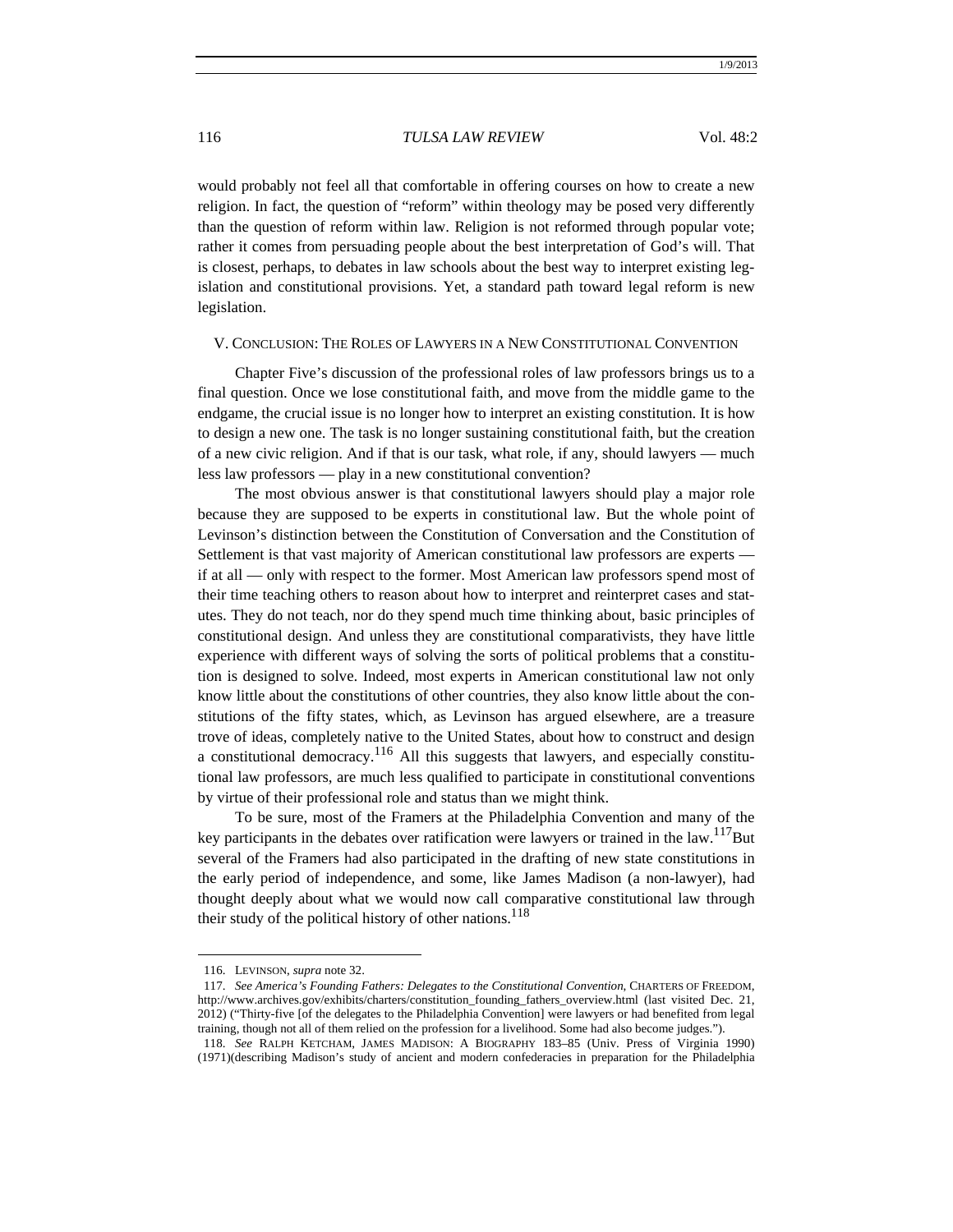would probably not feel all that comfortable in offering courses on how to create a new religion. In fact, the question of "reform" within theology may be posed very differently than the question of reform within law. Religion is not reformed through popular vote; rather it comes from persuading people about the best interpretation of God's will. That is closest, perhaps, to debates in law schools about the best way to interpret existing legislation and constitutional provisions. Yet, a standard path toward legal reform is new legislation.

## V. CONCLUSION: THE ROLES OF LAWYERS IN A NEW CONSTITUTIONAL CONVENTION

Chapter Five's discussion of the professional roles of law professors brings us to a final question. Once we lose constitutional faith, and move from the middle game to the endgame, the crucial issue is no longer how to interpret an existing constitution. It is how to design a new one. The task is no longer sustaining constitutional faith, but the creation of a new civic religion. And if that is our task, what role, if any, should lawyers — much less law professors — play in a new constitutional convention?

The most obvious answer is that constitutional lawyers should play a major role because they are supposed to be experts in constitutional law. But the whole point of Levinson's distinction between the Constitution of Conversation and the Constitution of Settlement is that vast majority of American constitutional law professors are experts — if at all — only with respect to the former. Most American law professors spend most of their time teaching others to reason about how to interpret and reinterpret cases and statutes. They do not teach, nor do they spend much time thinking about, basic principles of constitutional design. And unless they are constitutional comparativists, they have little experience with different ways of solving the sorts of political problems that a constitution is designed to solve. Indeed, most experts in American constitutional law not only know little about the constitutions of other countries, they also know little about the constitutions of the fifty states, which, as Levinson has argued elsewhere, are a treasure trove of ideas, completely native to the United States, about how to construct and design a constitutional democracy.[116] All this suggests that lawyers, and especially constitutional law professors, are much less qualified to participate in constitutional conventions by virtue of their professional role and status than we might think.

To be sure, most of the Framers at the Philadelphia Convention and many of the key participants in the debates over ratification were lawyers or trained in the law.[117] But several of the Framers had also participated in the drafting of new state constitutions in the early period of independence, and some, like James Madison (a non-lawyer), had thought deeply about what we would now call comparative constitutional law through their study of the political history of other nations.[118]

---

116. LEVINSON, *supra* note 32.

117. *See America's Founding Fathers: Delegates to the Constitutional Convention*, CHARTERS OF FREEDOM, http://www.archives.gov/exhibits/charters/constitution_founding_fathers_overview.html (last visited Dec. 21, 2012) ("Thirty-five [of the delegates to the Philadelphia Convention] were lawyers or had benefited from legal training, though not all of them relied on the profession for a livelihood. Some had also become judges.").

118. *See* RALPH KETCHAM, JAMES MADISON: A BIOGRAPHY 183–85 (Univ. Press of Virginia 1990) (1971)(describing Madison's study of ancient and modern confederacies in preparation for the Philadelphia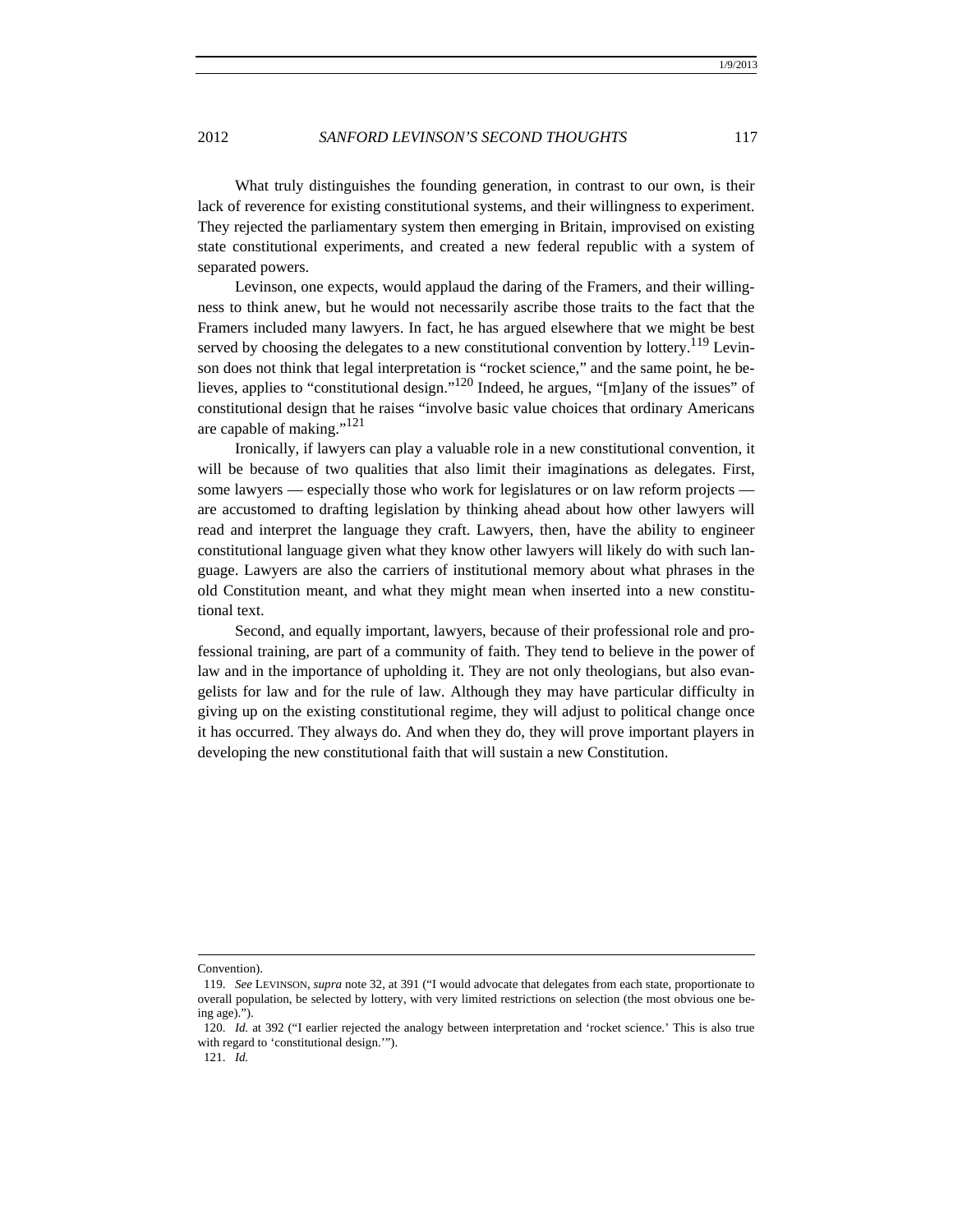What truly distinguishes the founding generation, in contrast to our own, is their lack of reverence for existing constitutional systems, and their willingness to experiment. They rejected the parliamentary system then emerging in Britain, improvised on existing state constitutional experiments, and created a new federal republic with a system of separated powers.

Levinson, one expects, would applaud the daring of the Framers, and their willingness to think anew, but he would not necessarily ascribe those traits to the fact that the Framers included many lawyers. In fact, he has argued elsewhere that we might be best served by choosing the delegates to a new constitutional convention by lottery.[119] Levinson does not think that legal interpretation is "rocket science," and the same point, he believes, applies to "constitutional design."[120] Indeed, he argues, "[m]any of the issues" of constitutional design that he raises "involve basic value choices that ordinary Americans are capable of making."[121]

Ironically, if lawyers can play a valuable role in a new constitutional convention, it will be because of two qualities that also limit their imaginations as delegates. First, some lawyers — especially those who work for legislatures or on law reform projects — are accustomed to drafting legislation by thinking ahead about how other lawyers will read and interpret the language they craft. Lawyers, then, have the ability to engineer constitutional language given what they know other lawyers will likely do with such language. Lawyers are also the carriers of institutional memory about what phrases in the old Constitution meant, and what they might mean when inserted into a new constitutional text.

Second, and equally important, lawyers, because of their professional role and professional training, are part of a community of faith. They tend to believe in the power of law and in the importance of upholding it. They are not only theologians, but also evangelists for law and for the rule of law. Although they may have particular difficulty in giving up on the existing constitutional regime, they will adjust to political change once it has occurred. They always do. And when they do, they will prove important players in developing the new constitutional faith that will sustain a new Constitution.

---

Convention).

119. *See* LEVINSON, *supra* note 32, at 391 ("I would advocate that delegates from each state, proportionate to overall population, be selected by lottery, with very limited restrictions on selection (the most obvious one being age).").

120. *Id.* at 392 ("I earlier rejected the analogy between interpretation and 'rocket science.' This is also true with regard to 'constitutional design.'").

121. *Id.*